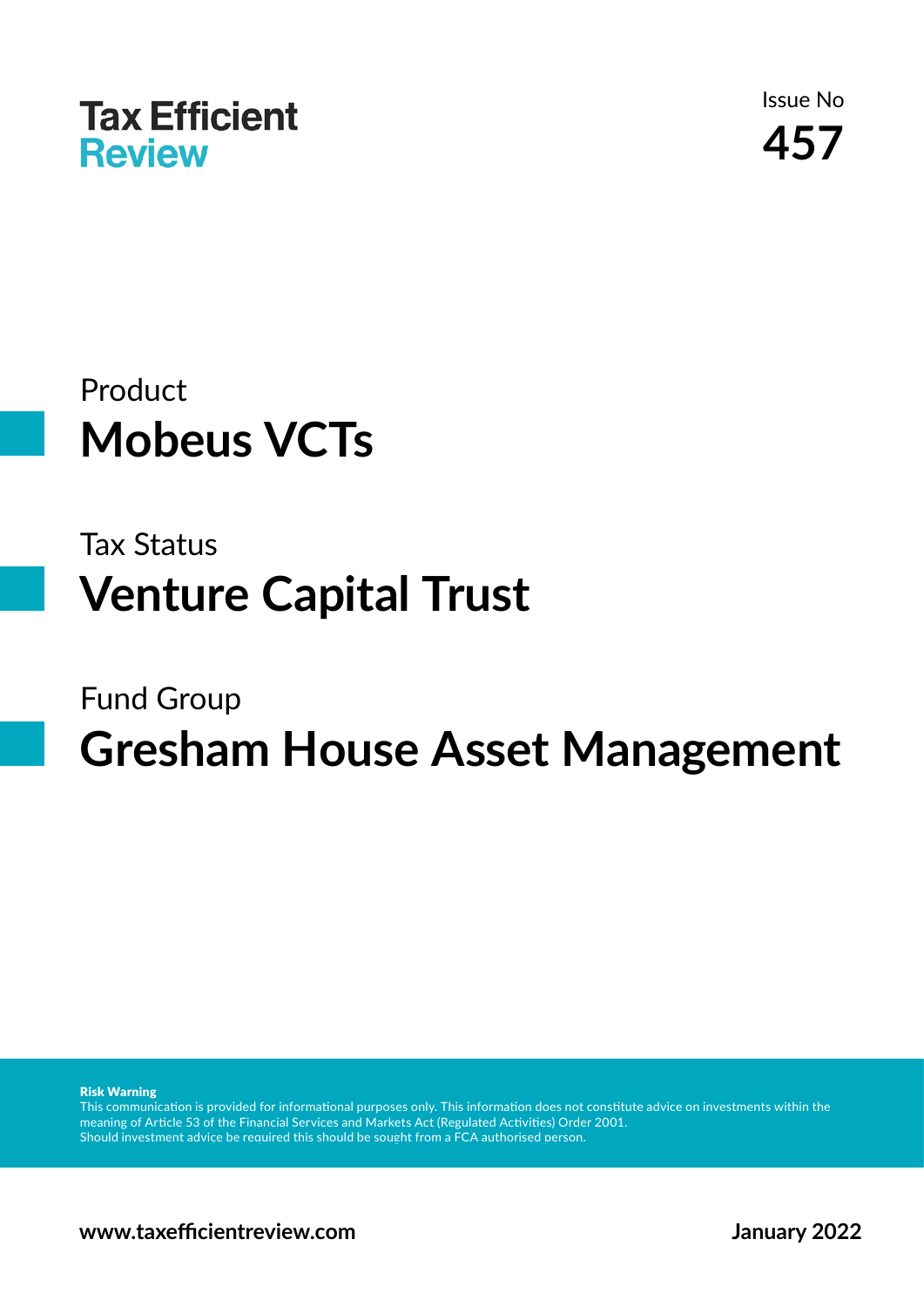# Tax Efficient Review

Issue No

**457**

Product

## Mobeus VCTs

Tax Status

## Venture Capital Trust

Fund Group

## Gresham House Asset Management

**Risk Warning**
This communication is provided for informational purposes only. This information does not constitute advice on investments within the meaning of Article 53 of the Financial Services and Markets Act (Regulated Activities) Order 2001.
Should investment advice be required this should be sought from a FCA authorised person.

**www.taxefficientreview.com**

**January 2022**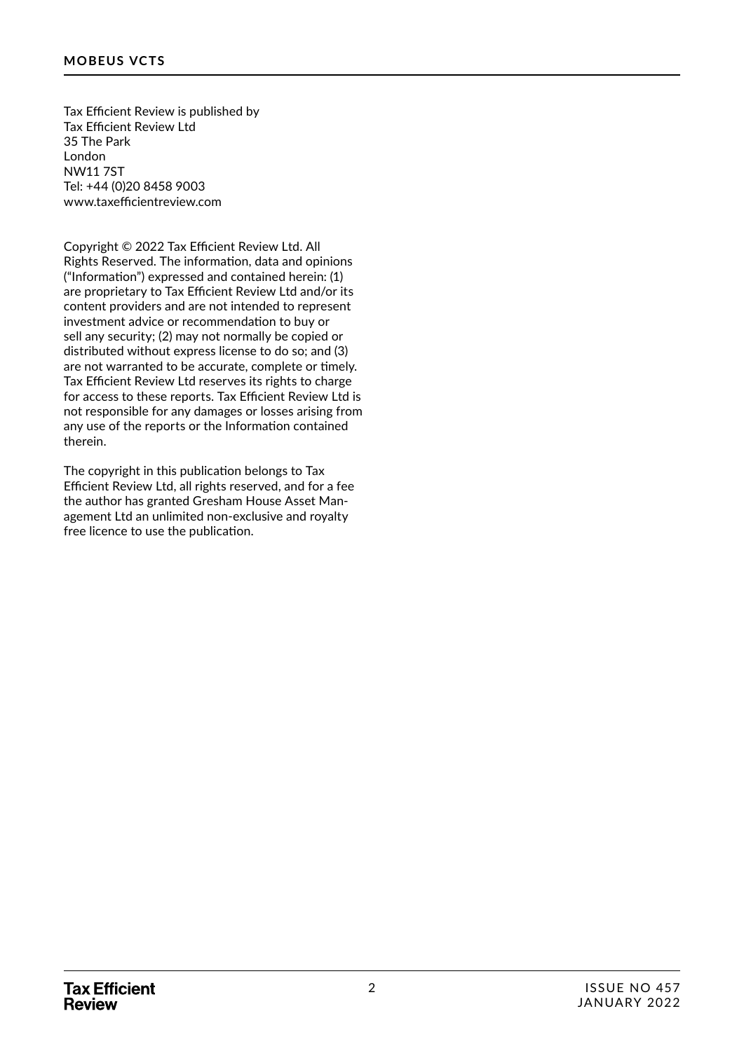Tax Efficient Review is published by  
Tax Efficient Review Ltd  
35 The Park  
London  
NW11 7ST  
Tel: +44 (0)20 8458 9003  
www.taxefficientreview.com

Copyright © 2022 Tax Efficient Review Ltd. All Rights Reserved. The information, data and opinions ("Information") expressed and contained herein: (1) are proprietary to Tax Efficient Review Ltd and/or its content providers and are not intended to represent investment advice or recommendation to buy or sell any security; (2) may not normally be copied or distributed without express license to do so; and (3) are not warranted to be accurate, complete or timely. Tax Efficient Review Ltd reserves its rights to charge for access to these reports. Tax Efficient Review Ltd is not responsible for any damages or losses arising from any use of the reports or the Information contained therein.

The copyright in this publication belongs to Tax Efficient Review Ltd, all rights reserved, and for a fee the author has granted Gresham House Asset Management Ltd an unlimited non-exclusive and royalty free licence to use the publication.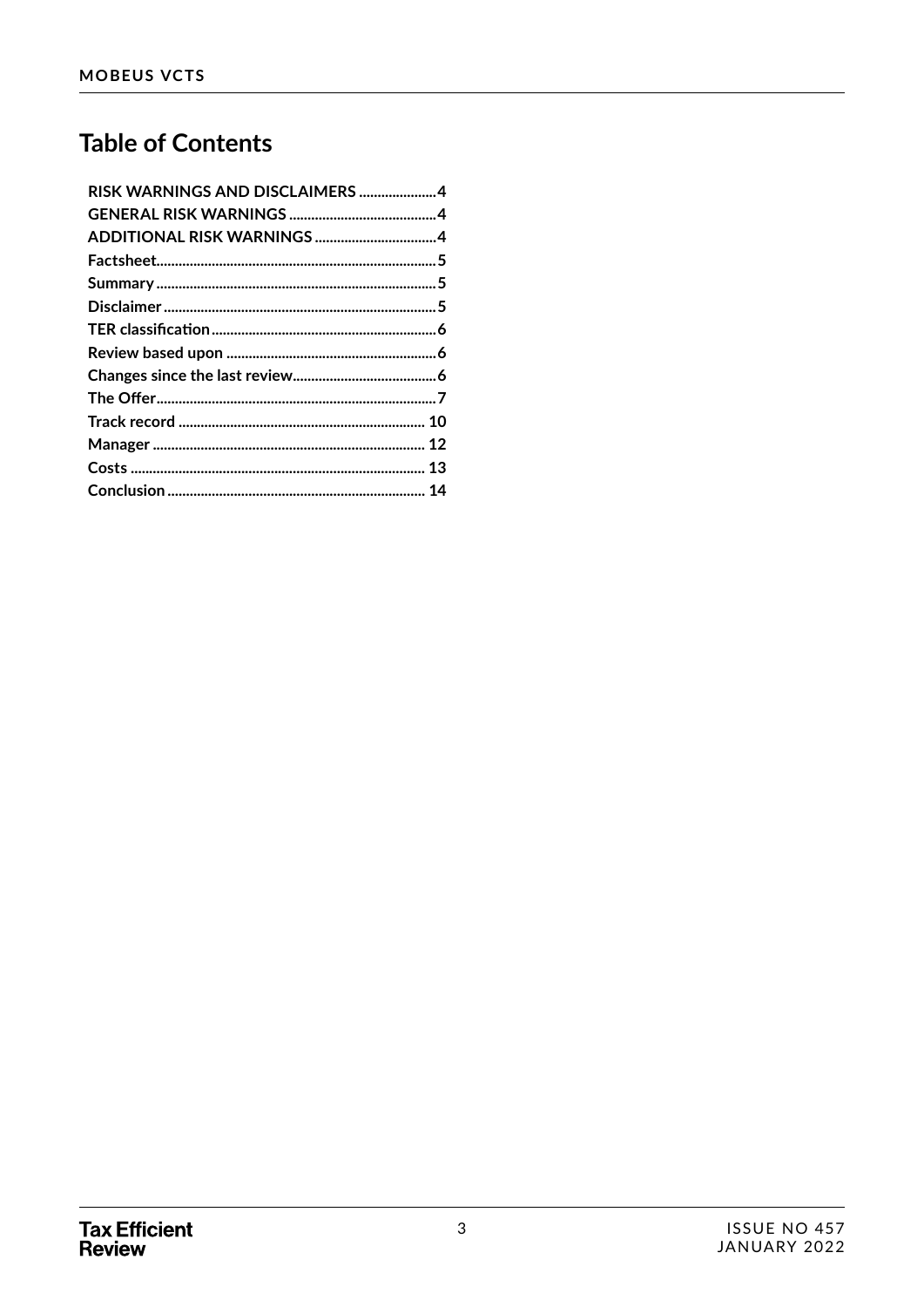# Table of Contents

- RISK WARNINGS AND DISCLAIMERS ..................... 4
- GENERAL RISK WARNINGS ........................................ 4
- ADDITIONAL RISK WARNINGS ................................. 4
- Factsheet........................................................................... 5
- Summary ........................................................................... 5
- Disclaimer ......................................................................... 5
- TER classification ............................................................ 6
- Review based upon ......................................................... 6
- Changes since the last review....................................... 6
- The Offer............................................................................ 7
- Track record .................................................................. 10
- Manager ......................................................................... 12
- Costs ............................................................................... 13
- Conclusion ..................................................................... 14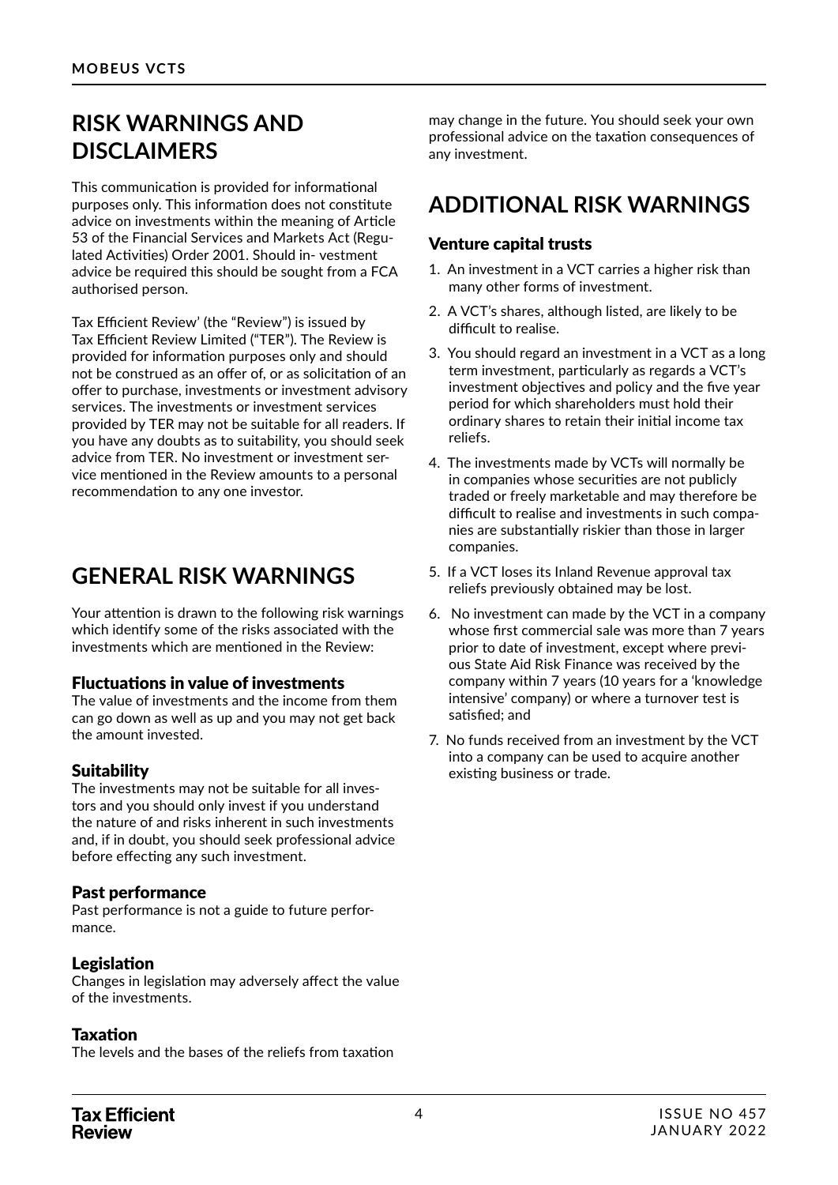# RISK WARNINGS AND DISCLAIMERS

This communication is provided for informational purposes only. This information does not constitute advice on investments within the meaning of Article 53 of the Financial Services and Markets Act (Regulated Activities) Order 2001. Should in- vestment advice be required this should be sought from a FCA authorised person.

Tax Efficient Review' (the "Review") is issued by Tax Efficient Review Limited ("TER"). The Review is provided for information purposes only and should not be construed as an offer of, or as solicitation of an offer to purchase, investments or investment advisory services. The investments or investment services provided by TER may not be suitable for all readers. If you have any doubts as to suitability, you should seek advice from TER. No investment or investment service mentioned in the Review amounts to a personal recommendation to any one investor.

# GENERAL RISK WARNINGS

Your attention is drawn to the following risk warnings which identify some of the risks associated with the investments which are mentioned in the Review:

### Fluctuations in value of investments

The value of investments and the income from them can go down as well as up and you may not get back the amount invested.

### Suitability

The investments may not be suitable for all investors and you should only invest if you understand the nature of and risks inherent in such investments and, if in doubt, you should seek professional advice before effecting any such investment.

### Past performance

Past performance is not a guide to future performance.

### Legislation

Changes in legislation may adversely affect the value of the investments.

### Taxation

The levels and the bases of the reliefs from taxation may change in the future. You should seek your own professional advice on the taxation consequences of any investment.

# ADDITIONAL RISK WARNINGS

### Venture capital trusts

1. An investment in a VCT carries a higher risk than many other forms of investment.
2. A VCT's shares, although listed, are likely to be difficult to realise.
3. You should regard an investment in a VCT as a long term investment, particularly as regards a VCT's investment objectives and policy and the five year period for which shareholders must hold their ordinary shares to retain their initial income tax reliefs.
4. The investments made by VCTs will normally be in companies whose securities are not publicly traded or freely marketable and may therefore be difficult to realise and investments in such companies are substantially riskier than those in larger companies.
5. If a VCT loses its Inland Revenue approval tax reliefs previously obtained may be lost.
6. No investment can made by the VCT in a company whose first commercial sale was more than 7 years prior to date of investment, except where previous State Aid Risk Finance was received by the company within 7 years (10 years for a 'knowledge intensive' company) or where a turnover test is satisfied; and
7. No funds received from an investment by the VCT into a company can be used to acquire another existing business or trade.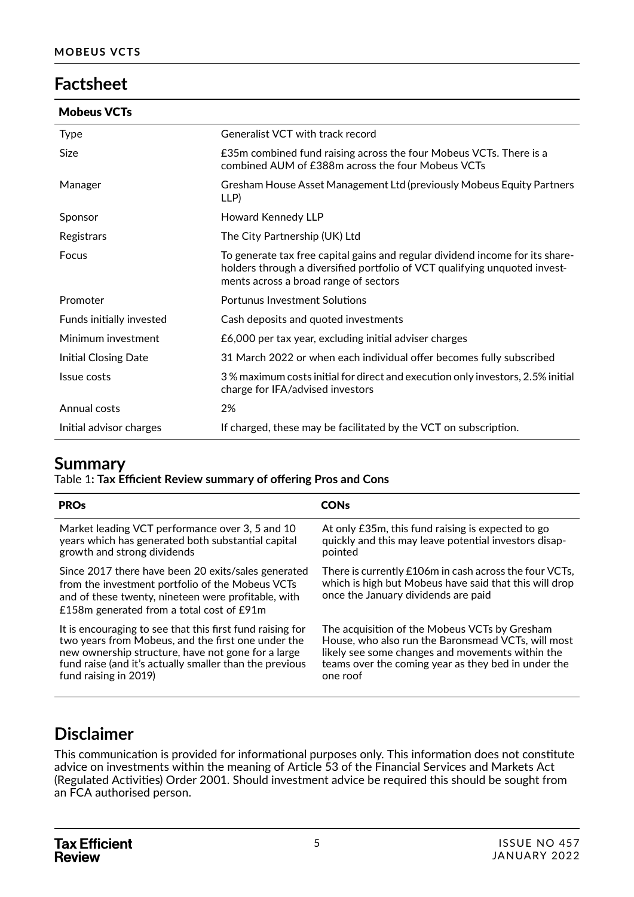## Factsheet

| Mobeus VCTs | |
|---|---|
| Type | Generalist VCT with track record |
| Size | £35m combined fund raising across the four Mobeus VCTs. There is a combined AUM of £388m across the four Mobeus VCTs |
| Manager | Gresham House Asset Management Ltd (previously Mobeus Equity Partners LLP) |
| Sponsor | Howard Kennedy LLP |
| Registrars | The City Partnership (UK) Ltd |
| Focus | To generate tax free capital gains and regular dividend income for its shareholders through a diversified portfolio of VCT qualifying unquoted investments across a broad range of sectors |
| Promoter | Portunus Investment Solutions |
| Funds initially invested | Cash deposits and quoted investments |
| Minimum investment | £6,000 per tax year, excluding initial adviser charges |
| Initial Closing Date | 31 March 2022 or when each individual offer becomes fully subscribed |
| Issue costs | 3 % maximum costs initial for direct and execution only investors, 2.5% initial charge for IFA/advised investors |
| Annual costs | 2% |
| Initial advisor charges | If charged, these may be facilitated by the VCT on subscription. |

## Summary

Table 1**: Tax Efficient Review summary of offering Pros and Cons**

| PROs | CONs |
|---|---|
| Market leading VCT performance over 3, 5 and 10 years which has generated both substantial capital growth and strong dividends | At only £35m, this fund raising is expected to go quickly and this may leave potential investors disappointed |
| Since 2017 there have been 20 exits/sales generated from the investment portfolio of the Mobeus VCTs and of these twenty, nineteen were profitable, with £158m generated from a total cost of £91m | There is currently £106m in cash across the four VCTs, which is high but Mobeus have said that this will drop once the January dividends are paid |
| It is encouraging to see that this first fund raising for two years from Mobeus, and the first one under the new ownership structure, have not gone for a large fund raise (and it's actually smaller than the previous fund raising in 2019) | The acquisition of the Mobeus VCTs by Gresham House, who also run the Baronsmead VCTs, will most likely see some changes and movements within the teams over the coming year as they bed in under the one roof |

## Disclaimer

This communication is provided for informational purposes only. This information does not constitute advice on investments within the meaning of Article 53 of the Financial Services and Markets Act (Regulated Activities) Order 2001. Should investment advice be required this should be sought from an FCA authorised person.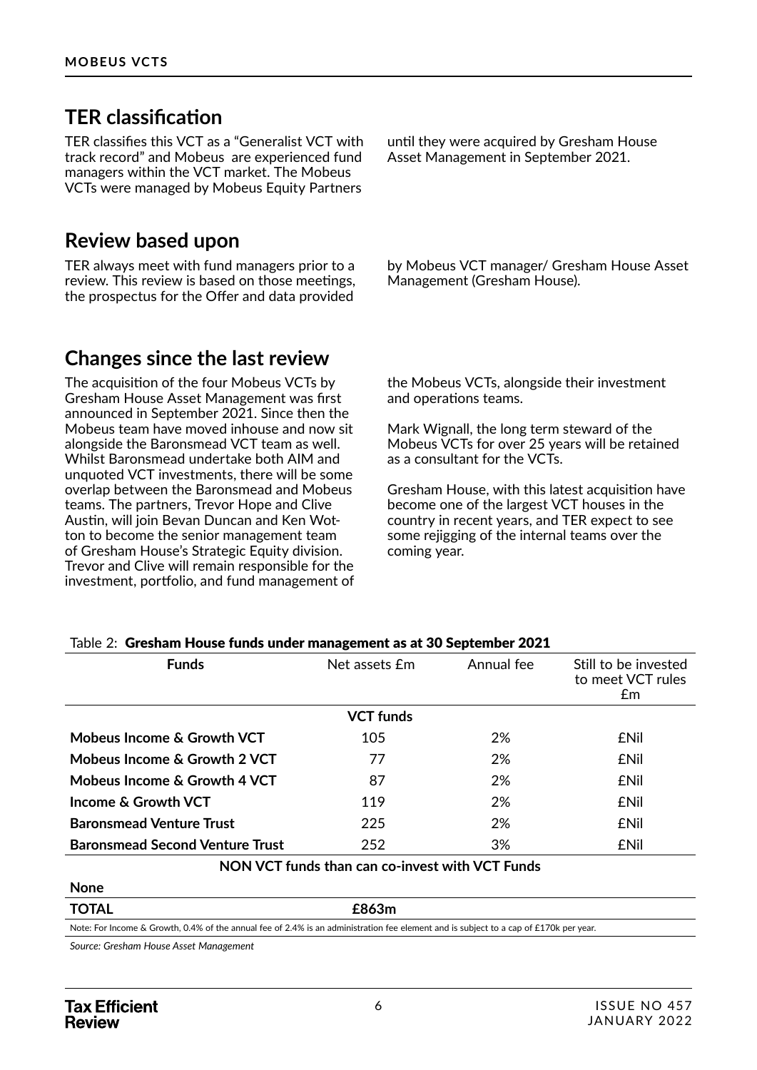## TER classification

TER classifies this VCT as a "Generalist VCT with track record" and Mobeus are experienced fund managers within the VCT market. The Mobeus VCTs were managed by Mobeus Equity Partners until they were acquired by Gresham House Asset Management in September 2021.

## Review based upon

TER always meet with fund managers prior to a review. This review is based on those meetings, the prospectus for the Offer and data provided by Mobeus VCT manager/ Gresham House Asset Management (Gresham House).

## Changes since the last review

The acquisition of the four Mobeus VCTs by Gresham House Asset Management was first announced in September 2021. Since then the Mobeus team have moved inhouse and now sit alongside the Baronsmead VCT team as well. Whilst Baronsmead undertake both AIM and unquoted VCT investments, there will be some overlap between the Baronsmead and Mobeus teams. The partners, Trevor Hope and Clive Austin, will join Bevan Duncan and Ken Wotton to become the senior management team of Gresham House's Strategic Equity division. Trevor and Clive will remain responsible for the investment, portfolio, and fund management of the Mobeus VCTs, alongside their investment and operations teams.

Mark Wignall, the long term steward of the Mobeus VCTs for over 25 years will be retained as a consultant for the VCTs.

Gresham House, with this latest acquisition have become one of the largest VCT houses in the country in recent years, and TER expect to see some rejigging of the internal teams over the coming year.

Table 2: **Gresham House funds under management as at 30 September 2021**

| Funds | Net assets £m | Annual fee | Still to be invested to meet VCT rules £m |
|---|---|---|---|
| | **VCT funds** | | |
| **Mobeus Income & Growth VCT** | 105 | 2% | £Nil |
| **Mobeus Income & Growth 2 VCT** | 77 | 2% | £Nil |
| **Mobeus Income & Growth 4 VCT** | 87 | 2% | £Nil |
| **Income & Growth VCT** | 119 | 2% | £Nil |
| **Baronsmead Venture Trust** | 225 | 2% | £Nil |
| **Baronsmead Second Venture Trust** | 252 | 3% | £Nil |
| | **NON VCT funds than can co-invest with VCT Funds** | | |
| **None** | | | |
| **TOTAL** | **£863m** | | |

Note: For Income & Growth, 0.4% of the annual fee of 2.4% is an administration fee element and is subject to a cap of £170k per year.

*Source: Gresham House Asset Management*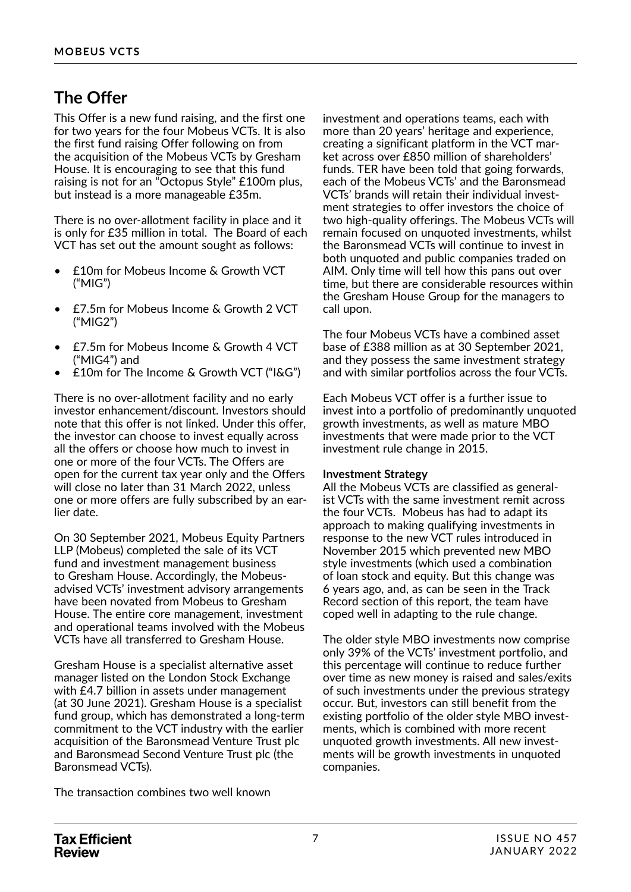## The Offer

This Offer is a new fund raising, and the first one for two years for the four Mobeus VCTs. It is also the first fund raising Offer following on from the acquisition of the Mobeus VCTs by Gresham House. It is encouraging to see that this fund raising is not for an "Octopus Style" £100m plus, but instead is a more manageable £35m.

There is no over-allotment facility in place and it is only for £35 million in total. The Board of each VCT has set out the amount sought as follows:

- £10m for Mobeus Income & Growth VCT ("MIG")
- £7.5m for Mobeus Income & Growth 2 VCT ("MIG2")
- £7.5m for Mobeus Income & Growth 4 VCT ("MIG4") and
- £10m for The Income & Growth VCT ("I&G")

There is no over-allotment facility and no early investor enhancement/discount. Investors should note that this offer is not linked. Under this offer, the investor can choose to invest equally across all the offers or choose how much to invest in one or more of the four VCTs. The Offers are open for the current tax year only and the Offers will close no later than 31 March 2022, unless one or more offers are fully subscribed by an earlier date.

On 30 September 2021, Mobeus Equity Partners LLP (Mobeus) completed the sale of its VCT fund and investment management business to Gresham House. Accordingly, the Mobeus-advised VCTs' investment advisory arrangements have been novated from Mobeus to Gresham House. The entire core management, investment and operational teams involved with the Mobeus VCTs have all transferred to Gresham House.

Gresham House is a specialist alternative asset manager listed on the London Stock Exchange with £4.7 billion in assets under management (at 30 June 2021). Gresham House is a specialist fund group, which has demonstrated a long-term commitment to the VCT industry with the earlier acquisition of the Baronsmead Venture Trust plc and Baronsmead Second Venture Trust plc (the Baronsmead VCTs).

The transaction combines two well known investment and operations teams, each with more than 20 years' heritage and experience, creating a significant platform in the VCT market across over £850 million of shareholders' funds. TER have been told that going forwards, each of the Mobeus VCTs' and the Baronsmead VCTs' brands will retain their individual investment strategies to offer investors the choice of two high-quality offerings. The Mobeus VCTs will remain focused on unquoted investments, whilst the Baronsmead VCTs will continue to invest in both unquoted and public companies traded on AIM. Only time will tell how this pans out over time, but there are considerable resources within the Gresham House Group for the managers to call upon.

The four Mobeus VCTs have a combined asset base of £388 million as at 30 September 2021, and they possess the same investment strategy and with similar portfolios across the four VCTs.

Each Mobeus VCT offer is a further issue to invest into a portfolio of predominantly unquoted growth investments, as well as mature MBO investments that were made prior to the VCT investment rule change in 2015.

**Investment Strategy**

All the Mobeus VCTs are classified as generalist VCTs with the same investment remit across the four VCTs. Mobeus has had to adapt its approach to making qualifying investments in response to the new VCT rules introduced in November 2015 which prevented new MBO style investments (which used a combination of loan stock and equity. But this change was 6 years ago, and, as can be seen in the Track Record section of this report, the team have coped well in adapting to the rule change.

The older style MBO investments now comprise only 39% of the VCTs' investment portfolio, and this percentage will continue to reduce further over time as new money is raised and sales/exits of such investments under the previous strategy occur. But, investors can still benefit from the existing portfolio of the older style MBO investments, which is combined with more recent unquoted growth investments. All new investments will be growth investments in unquoted companies.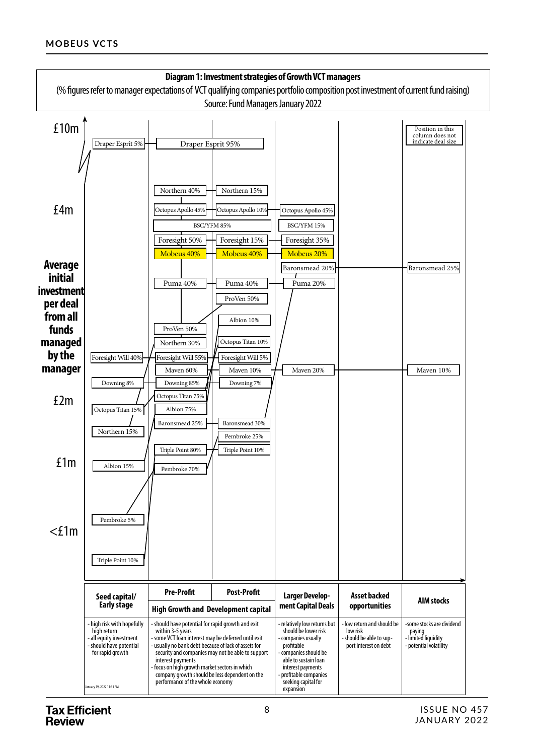## Diagram 1: Investment strategies of Growth VCT managers

(% figures refer to manager expectations of VCT qualifying companies portfolio composition post investment of current fund raising)

Source: Fund Managers January 2022

Average initial investment per deal from all funds managed by the manager

£10m

Draper Esprit 5% — Draper Esprit 95%

Position in this column does not indicate deal size

Northern 40% — Northern 15%

£4m

Octopus Apollo 45% — Octopus Apollo 10% — Octopus Apollo 45%

BSC/YFM 85% — BSC/YFM 15%

Foresight 50% — Foresight 15% — Foresight 35%

Mobeus 40% — Mobeus 40% — Mobeus 20%

Baronsmead 20% — Baronsmead 25%

Puma 40% — Puma 40% — Puma 20%

ProVen 50%

Albion 10%

ProVen 50%

Octopus Titan 10%

Northern 30%

Foresight Will 40% — Foresight Will 55% — Foresight Will 5%

Maven 60% — Maven 10% — Maven 20% — Maven 10%

Downing 8% — Downing 85% — Downing 7%

£2m

Octopus Titan 75%

Octopus Titan 15%

Albion 75%

Baronsmead 25% — Baronsmead 30%

Northern 15%

Pembroke 25%

Triple Point 80% — Triple Point 10%

£1m

Albion 15%

Pembroke 70%

Pembroke 5%

<£1m

Triple Point 10%

| Seed capital/ Early stage | Pre-Profit | Post-Profit | Larger Development Capital Deals | Asset backed opportunities | AIM stocks |
|---|---|---|---|---|---|
| | High Growth and Development capital | | | | |
| - high risk with hopefully high return<br>- all equity investment<br>- should have potential for rapid growth | - should have potential for rapid growth and exit within 3-5 years<br>- some VCT loan interest may be deferred until exit<br>- usually no bank debt because of lack of assets for security and companies may not be able to support interest payments<br>- focus on high growth market sectors in which company growth should be less dependent on the performance of the whole economy | | - relatively low returns but should be lower risk<br>- companies usually profitable<br>- companies should be able to sustain loan interest payments<br>- profitable companies seeking capital for expansion | - low return and should be low risk<br>- should be able to support interest on debt | -some stocks are dividend paying<br>- limited liquidity<br>- potential volatility |

January 19, 2022 11:31 PM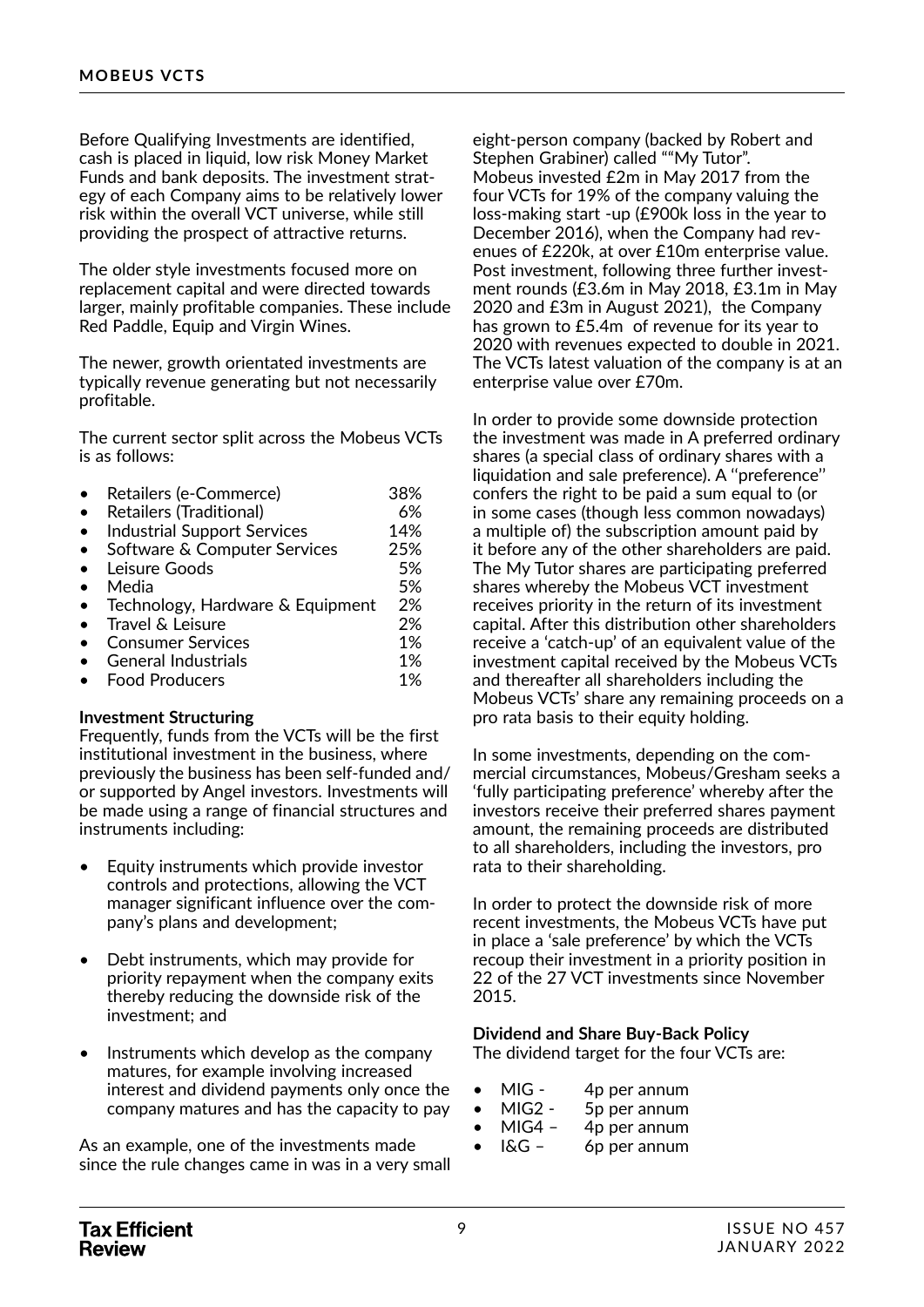Before Qualifying Investments are identified, cash is placed in liquid, low risk Money Market Funds and bank deposits. The investment strategy of each Company aims to be relatively lower risk within the overall VCT universe, while still providing the prospect of attractive returns.

The older style investments focused more on replacement capital and were directed towards larger, mainly profitable companies. These include Red Paddle, Equip and Virgin Wines.

The newer, growth orientated investments are typically revenue generating but not necessarily profitable.

The current sector split across the Mobeus VCTs is as follows:

| Sector | % |
|---|---|
| Retailers (e-Commerce) | 38% |
| Retailers (Traditional) | 6% |
| Industrial Support Services | 14% |
| Software & Computer Services | 25% |
| Leisure Goods | 5% |
| Media | 5% |
| Technology, Hardware & Equipment | 2% |
| Travel & Leisure | 2% |
| Consumer Services | 1% |
| General Industrials | 1% |
| Food Producers | 1% |

**Investment Structuring**
Frequently, funds from the VCTs will be the first institutional investment in the business, where previously the business has been self-funded and/or supported by Angel investors. Investments will be made using a range of financial structures and instruments including:

- Equity instruments which provide investor controls and protections, allowing the VCT manager significant influence over the company's plans and development;
- Debt instruments, which may provide for priority repayment when the company exits thereby reducing the downside risk of the investment; and
- Instruments which develop as the company matures, for example involving increased interest and dividend payments only once the company matures and has the capacity to pay

As an example, one of the investments made since the rule changes came in was in a very small eight-person company (backed by Robert and Stephen Grabiner) called ""My Tutor". Mobeus invested £2m in May 2017 from the four VCTs for 19% of the company valuing the loss-making start -up (£900k loss in the year to December 2016), when the Company had revenues of £220k, at over £10m enterprise value. Post investment, following three further investment rounds (£3.6m in May 2018, £3.1m in May 2020 and £3m in August 2021), the Company has grown to £5.4m of revenue for its year to 2020 with revenues expected to double in 2021. The VCTs latest valuation of the company is at an enterprise value over £70m.

In order to provide some downside protection the investment was made in A preferred ordinary shares (a special class of ordinary shares with a liquidation and sale preference). A ''preference'' confers the right to be paid a sum equal to (or in some cases (though less common nowadays) a multiple of) the subscription amount paid by it before any of the other shareholders are paid. The My Tutor shares are participating preferred shares whereby the Mobeus VCT investment receives priority in the return of its investment capital. After this distribution other shareholders receive a 'catch-up' of an equivalent value of the investment capital received by the Mobeus VCTs and thereafter all shareholders including the Mobeus VCTs' share any remaining proceeds on a pro rata basis to their equity holding.

In some investments, depending on the commercial circumstances, Mobeus/Gresham seeks a 'fully participating preference' whereby after the investors receive their preferred shares payment amount, the remaining proceeds are distributed to all shareholders, including the investors, pro rata to their shareholding.

In order to protect the downside risk of more recent investments, the Mobeus VCTs have put in place a 'sale preference' by which the VCTs recoup their investment in a priority position in 22 of the 27 VCT investments since November 2015.

**Dividend and Share Buy-Back Policy**
The dividend target for the four VCTs are:

- MIG - 4p per annum
- MIG2 - 5p per annum
- MIG4 – 4p per annum
- I&G – 6p per annum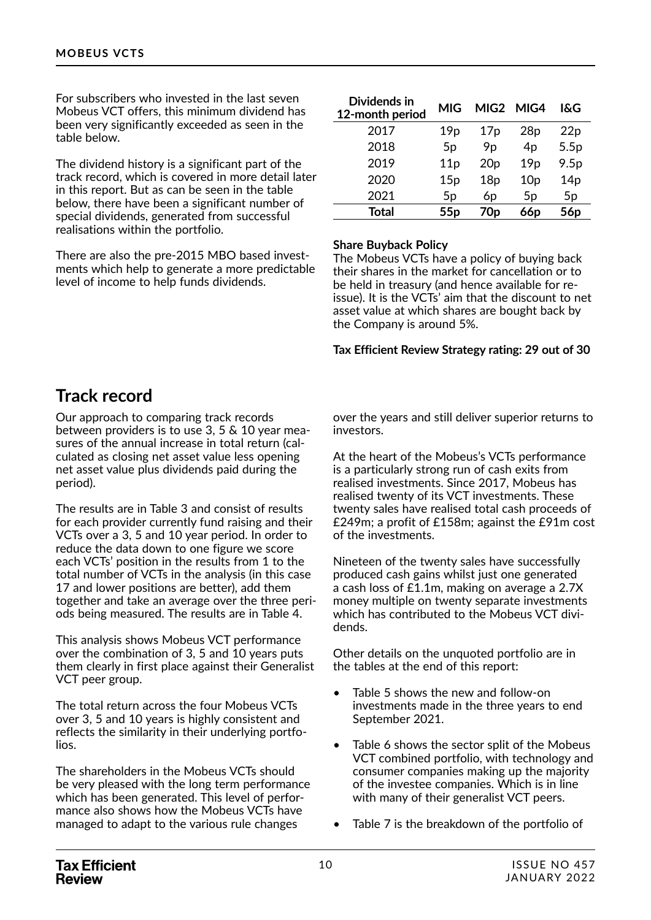For subscribers who invested in the last seven Mobeus VCT offers, this minimum dividend has been very significantly exceeded as seen in the table below.

The dividend history is a significant part of the track record, which is covered in more detail later in this report. But as can be seen in the table below, there have been a significant number of special dividends, generated from successful realisations within the portfolio.

There are also the pre-2015 MBO based investments which help to generate a more predictable level of income to help funds dividends.

| Dividends in 12-month period | MIG | MIG2 | MIG4 | I&G |
|---|---|---|---|---|
| 2017 | 19p | 17p | 28p | 22p |
| 2018 | 5p | 9p | 4p | 5.5p |
| 2019 | 11p | 20p | 19p | 9.5p |
| 2020 | 15p | 18p | 10p | 14p |
| 2021 | 5p | 6p | 5p | 5p |
| **Total** | **55p** | **70p** | **66p** | **56p** |

**Share Buyback Policy**
The Mobeus VCTs have a policy of buying back their shares in the market for cancellation or to be held in treasury (and hence available for re-issue). It is the VCTs' aim that the discount to net asset value at which shares are bought back by the Company is around 5%.

**Tax Efficient Review Strategy rating: 29 out of 30**

## Track record

Our approach to comparing track records between providers is to use 3, 5 & 10 year measures of the annual increase in total return (calculated as closing net asset value less opening net asset value plus dividends paid during the period).

The results are in Table 3 and consist of results for each provider currently fund raising and their VCTs over a 3, 5 and 10 year period. In order to reduce the data down to one figure we score each VCTs' position in the results from 1 to the total number of VCTs in the analysis (in this case 17 and lower positions are better), add them together and take an average over the three periods being measured. The results are in Table 4.

This analysis shows Mobeus VCT performance over the combination of 3, 5 and 10 years puts them clearly in first place against their Generalist VCT peer group.

The total return across the four Mobeus VCTs over 3, 5 and 10 years is highly consistent and reflects the similarity in their underlying portfolios.

The shareholders in the Mobeus VCTs should be very pleased with the long term performance which has been generated. This level of performance also shows how the Mobeus VCTs have managed to adapt to the various rule changes over the years and still deliver superior returns to investors.

At the heart of the Mobeus's VCTs performance is a particularly strong run of cash exits from realised investments. Since 2017, Mobeus has realised twenty of its VCT investments. These twenty sales have realised total cash proceeds of £249m; a profit of £158m; against the £91m cost of the investments.

Nineteen of the twenty sales have successfully produced cash gains whilst just one generated a cash loss of £1.1m, making on average a 2.7X money multiple on twenty separate investments which has contributed to the Mobeus VCT dividends.

Other details on the unquoted portfolio are in the tables at the end of this report:

- Table 5 shows the new and follow-on investments made in the three years to end September 2021.
- Table 6 shows the sector split of the Mobeus VCT combined portfolio, with technology and consumer companies making up the majority of the investee companies. Which is in line with many of their generalist VCT peers.
- Table 7 is the breakdown of the portfolio of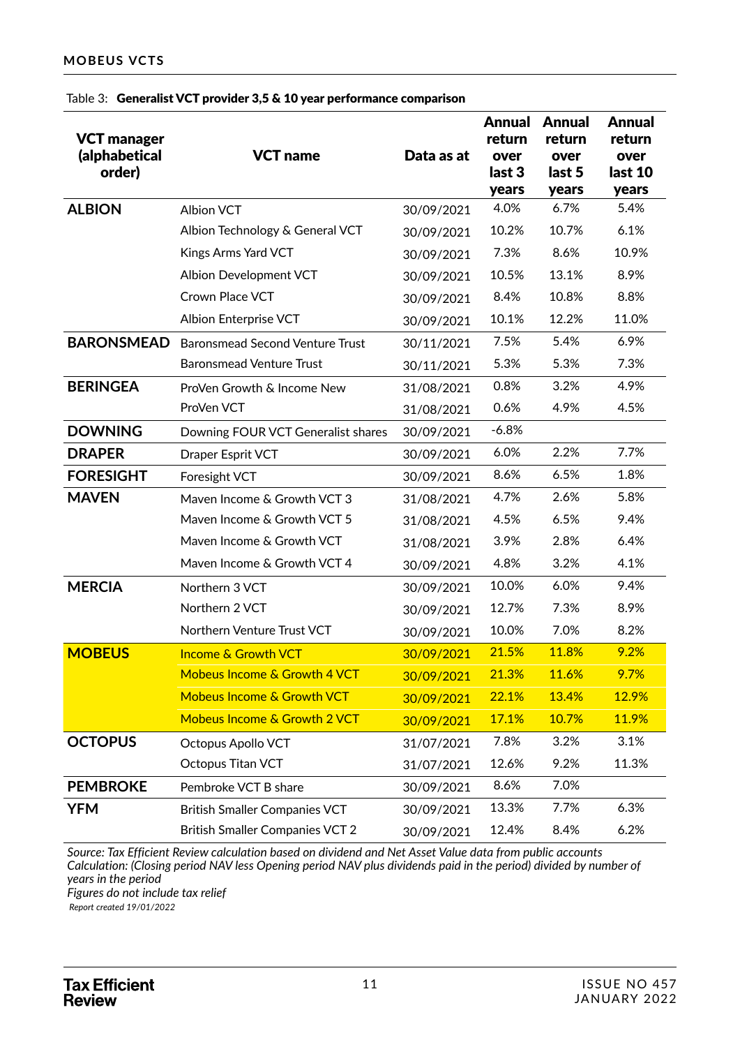Table 3: **Generalist VCT provider 3,5 & 10 year performance comparison**

| VCT manager (alphabetical order) | VCT name | Data as at | Annual return over last 3 years | Annual return over last 5 years | Annual return over last 10 years |
|---|---|---|---|---|---|
| **ALBION** | Albion VCT | 30/09/2021 | 4.0% | 6.7% | 5.4% |
| | Albion Technology & General VCT | 30/09/2021 | 10.2% | 10.7% | 6.1% |
| | Kings Arms Yard VCT | 30/09/2021 | 7.3% | 8.6% | 10.9% |
| | Albion Development VCT | 30/09/2021 | 10.5% | 13.1% | 8.9% |
| | Crown Place VCT | 30/09/2021 | 8.4% | 10.8% | 8.8% |
| | Albion Enterprise VCT | 30/09/2021 | 10.1% | 12.2% | 11.0% |
| **BARONSMEAD** | Baronsmead Second Venture Trust | 30/11/2021 | 7.5% | 5.4% | 6.9% |
| | Baronsmead Venture Trust | 30/11/2021 | 5.3% | 5.3% | 7.3% |
| **BERINGEA** | ProVen Growth & Income New | 31/08/2021 | 0.8% | 3.2% | 4.9% |
| | ProVen VCT | 31/08/2021 | 0.6% | 4.9% | 4.5% |
| **DOWNING** | Downing FOUR VCT Generalist shares | 30/09/2021 | -6.8% | | |
| **DRAPER** | Draper Esprit VCT | 30/09/2021 | 6.0% | 2.2% | 7.7% |
| **FORESIGHT** | Foresight VCT | 30/09/2021 | 8.6% | 6.5% | 1.8% |
| **MAVEN** | Maven Income & Growth VCT 3 | 31/08/2021 | 4.7% | 2.6% | 5.8% |
| | Maven Income & Growth VCT 5 | 31/08/2021 | 4.5% | 6.5% | 9.4% |
| | Maven Income & Growth VCT | 31/08/2021 | 3.9% | 2.8% | 6.4% |
| | Maven Income & Growth VCT 4 | 30/09/2021 | 4.8% | 3.2% | 4.1% |
| **MERCIA** | Northern 3 VCT | 30/09/2021 | 10.0% | 6.0% | 9.4% |
| | Northern 2 VCT | 30/09/2021 | 12.7% | 7.3% | 8.9% |
| | Northern Venture Trust VCT | 30/09/2021 | 10.0% | 7.0% | 8.2% |
| **MOBEUS** | Income & Growth VCT | 30/09/2021 | 21.5% | 11.8% | 9.2% |
| | Mobeus Income & Growth 4 VCT | 30/09/2021 | 21.3% | 11.6% | 9.7% |
| | Mobeus Income & Growth VCT | 30/09/2021 | 22.1% | 13.4% | 12.9% |
| | Mobeus Income & Growth 2 VCT | 30/09/2021 | 17.1% | 10.7% | 11.9% |
| **OCTOPUS** | Octopus Apollo VCT | 31/07/2021 | 7.8% | 3.2% | 3.1% |
| | Octopus Titan VCT | 31/07/2021 | 12.6% | 9.2% | 11.3% |
| **PEMBROKE** | Pembroke VCT B share | 30/09/2021 | 8.6% | 7.0% | |
| **YFM** | British Smaller Companies VCT | 30/09/2021 | 13.3% | 7.7% | 6.3% |
| | British Smaller Companies VCT 2 | 30/09/2021 | 12.4% | 8.4% | 6.2% |

*Source: Tax Efficient Review calculation based on dividend and Net Asset Value data from public accounts*
*Calculation: (Closing period NAV less Opening period NAV plus dividends paid in the period) divided by number of years in the period*
*Figures do not include tax relief*
*Report created 19/01/2022*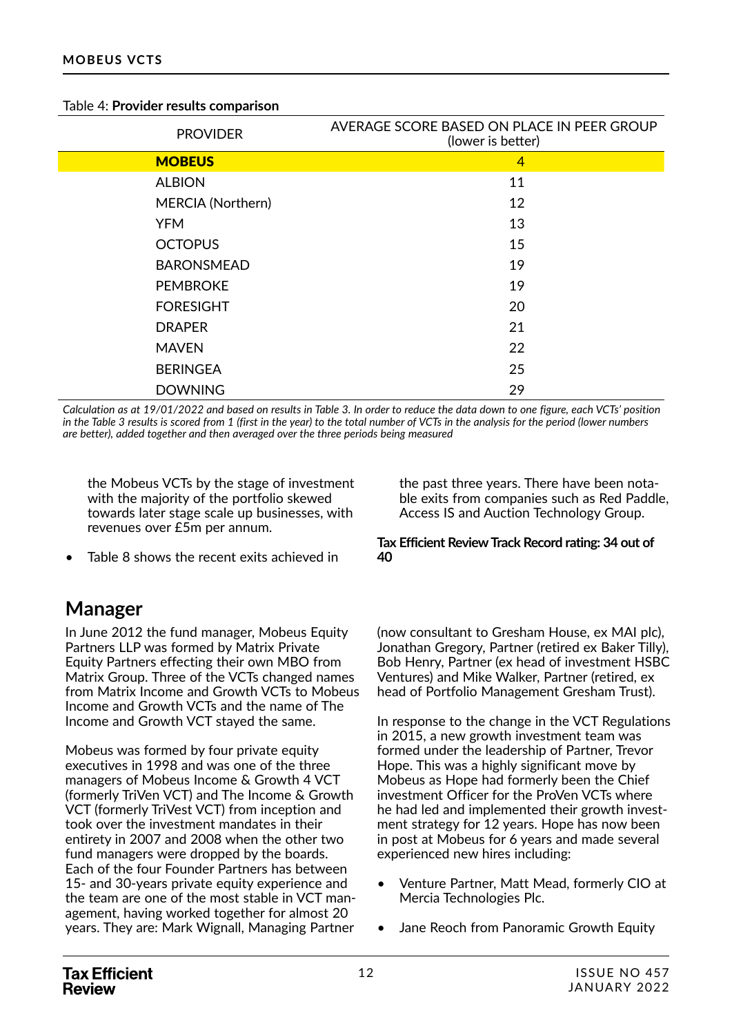Table 4: **Provider results comparison**

| PROVIDER | AVERAGE SCORE BASED ON PLACE IN PEER GROUP (lower is better) |
|---|---|
| **MOBEUS** | 4 |
| ALBION | 11 |
| MERCIA (Northern) | 12 |
| YFM | 13 |
| OCTOPUS | 15 |
| BARONSMEAD | 19 |
| PEMBROKE | 19 |
| FORESIGHT | 20 |
| DRAPER | 21 |
| MAVEN | 22 |
| BERINGEA | 25 |
| DOWNING | 29 |

*Calculation as at 19/01/2022 and based on results in Table 3. In order to reduce the data down to one figure, each VCTs' position in the Table 3 results is scored from 1 (first in the year) to the total number of VCTs in the analysis for the period (lower numbers are better), added together and then averaged over the three periods being measured*

the Mobeus VCTs by the stage of investment with the majority of the portfolio skewed towards later stage scale up businesses, with revenues over £5m per annum.

- Table 8 shows the recent exits achieved in the past three years. There have been notable exits from companies such as Red Paddle, Access IS and Auction Technology Group.

**Tax Efficient Review Track Record rating: 34 out of 40**

## Manager

In June 2012 the fund manager, Mobeus Equity Partners LLP was formed by Matrix Private Equity Partners effecting their own MBO from Matrix Group. Three of the VCTs changed names from Matrix Income and Growth VCTs to Mobeus Income and Growth VCTs and the name of The Income and Growth VCT stayed the same.

Mobeus was formed by four private equity executives in 1998 and was one of the three managers of Mobeus Income & Growth 4 VCT (formerly TriVen VCT) and The Income & Growth VCT (formerly TriVest VCT) from inception and took over the investment mandates in their entirety in 2007 and 2008 when the other two fund managers were dropped by the boards. Each of the four Founder Partners has between 15- and 30-years private equity experience and the team are one of the most stable in VCT management, having worked together for almost 20 years. They are: Mark Wignall, Managing Partner (now consultant to Gresham House, ex MAI plc), Jonathan Gregory, Partner (retired ex Baker Tilly), Bob Henry, Partner (ex head of investment HSBC Ventures) and Mike Walker, Partner (retired, ex head of Portfolio Management Gresham Trust).

In response to the change in the VCT Regulations in 2015, a new growth investment team was formed under the leadership of Partner, Trevor Hope. This was a highly significant move by Mobeus as Hope had formerly been the Chief investment Officer for the ProVen VCTs where he had led and implemented their growth investment strategy for 12 years. Hope has now been in post at Mobeus for 6 years and made several experienced new hires including:

- Venture Partner, Matt Mead, formerly CIO at Mercia Technologies Plc.
- Jane Reoch from Panoramic Growth Equity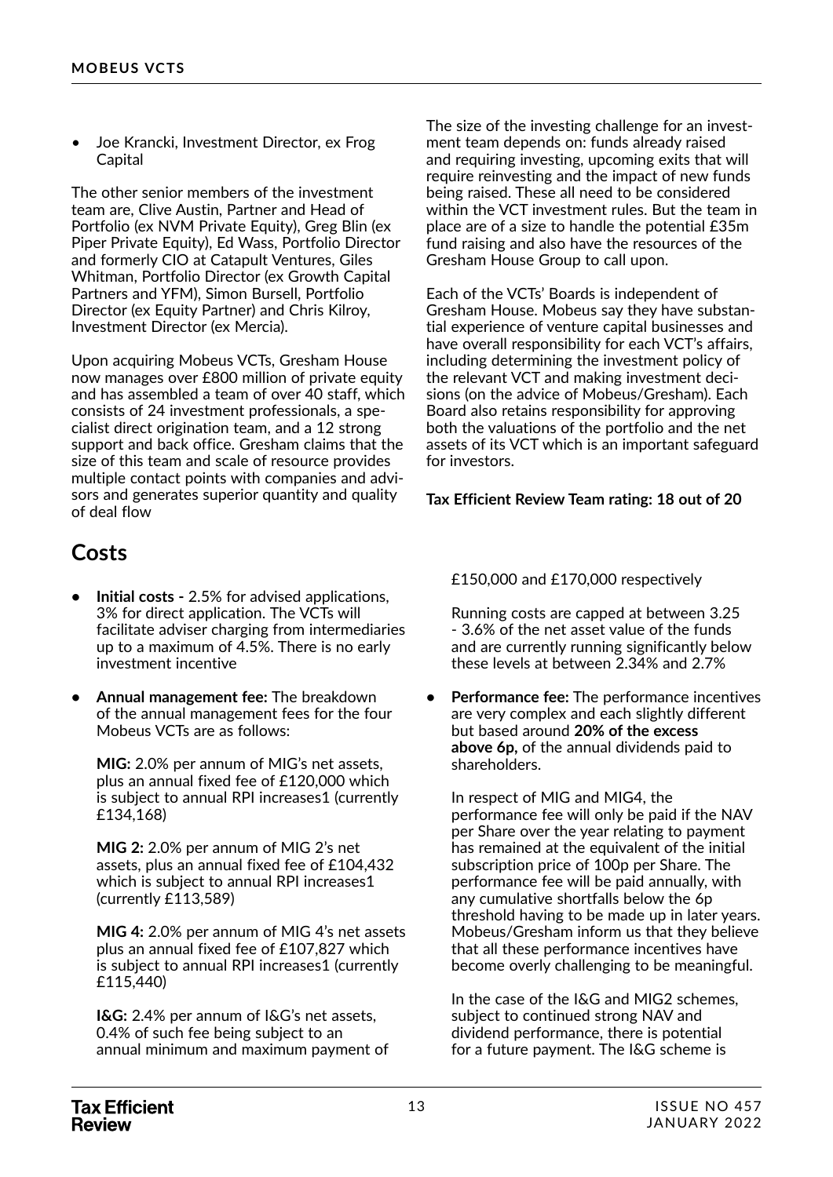- Joe Krancki, Investment Director, ex Frog Capital

The other senior members of the investment team are, Clive Austin, Partner and Head of Portfolio (ex NVM Private Equity), Greg Blin (ex Piper Private Equity), Ed Wass, Portfolio Director and formerly CIO at Catapult Ventures, Giles Whitman, Portfolio Director (ex Growth Capital Partners and YFM), Simon Bursell, Portfolio Director (ex Equity Partner) and Chris Kilroy, Investment Director (ex Mercia).

Upon acquiring Mobeus VCTs, Gresham House now manages over £800 million of private equity and has assembled a team of over 40 staff, which consists of 24 investment professionals, a specialist direct origination team, and a 12 strong support and back office. Gresham claims that the size of this team and scale of resource provides multiple contact points with companies and advisors and generates superior quantity and quality of deal flow

The size of the investing challenge for an investment team depends on: funds already raised and requiring investing, upcoming exits that will require reinvesting and the impact of new funds being raised. These all need to be considered within the VCT investment rules. But the team in place are of a size to handle the potential £35m fund raising and also have the resources of the Gresham House Group to call upon.

Each of the VCTs' Boards is independent of Gresham House. Mobeus say they have substantial experience of venture capital businesses and have overall responsibility for each VCT's affairs, including determining the investment policy of the relevant VCT and making investment decisions (on the advice of Mobeus/Gresham). Each Board also retains responsibility for approving both the valuations of the portfolio and the net assets of its VCT which is an important safeguard for investors.

**Tax Efficient Review Team rating: 18 out of 20**

## Costs

- **Initial costs -** 2.5% for advised applications, 3% for direct application. The VCTs will facilitate adviser charging from intermediaries up to a maximum of 4.5%. There is no early investment incentive

- **Annual management fee:** The breakdown of the annual management fees for the four Mobeus VCTs are as follows:

  **MIG:** 2.0% per annum of MIG's net assets, plus an annual fixed fee of £120,000 which is subject to annual RPI increases1 (currently £134,168)

  **MIG 2:** 2.0% per annum of MIG 2's net assets, plus an annual fixed fee of £104,432 which is subject to annual RPI increases1 (currently £113,589)

  **MIG 4:** 2.0% per annum of MIG 4's net assets plus an annual fixed fee of £107,827 which is subject to annual RPI increases1 (currently £115,440)

  **I&G:** 2.4% per annum of I&G's net assets, 0.4% of such fee being subject to an annual minimum and maximum payment of £150,000 and £170,000 respectively

  Running costs are capped at between 3.25 - 3.6% of the net asset value of the funds and are currently running significantly below these levels at between 2.34% and 2.7%

- **Performance fee:** The performance incentives are very complex and each slightly different but based around **20% of the excess above 6p,** of the annual dividends paid to shareholders.

  In respect of MIG and MIG4, the performance fee will only be paid if the NAV per Share over the year relating to payment has remained at the equivalent of the initial subscription price of 100p per Share. The performance fee will be paid annually, with any cumulative shortfalls below the 6p threshold having to be made up in later years. Mobeus/Gresham inform us that they believe that all these performance incentives have become overly challenging to be meaningful.

  In the case of the I&G and MIG2 schemes, subject to continued strong NAV and dividend performance, there is potential for a future payment. The I&G scheme is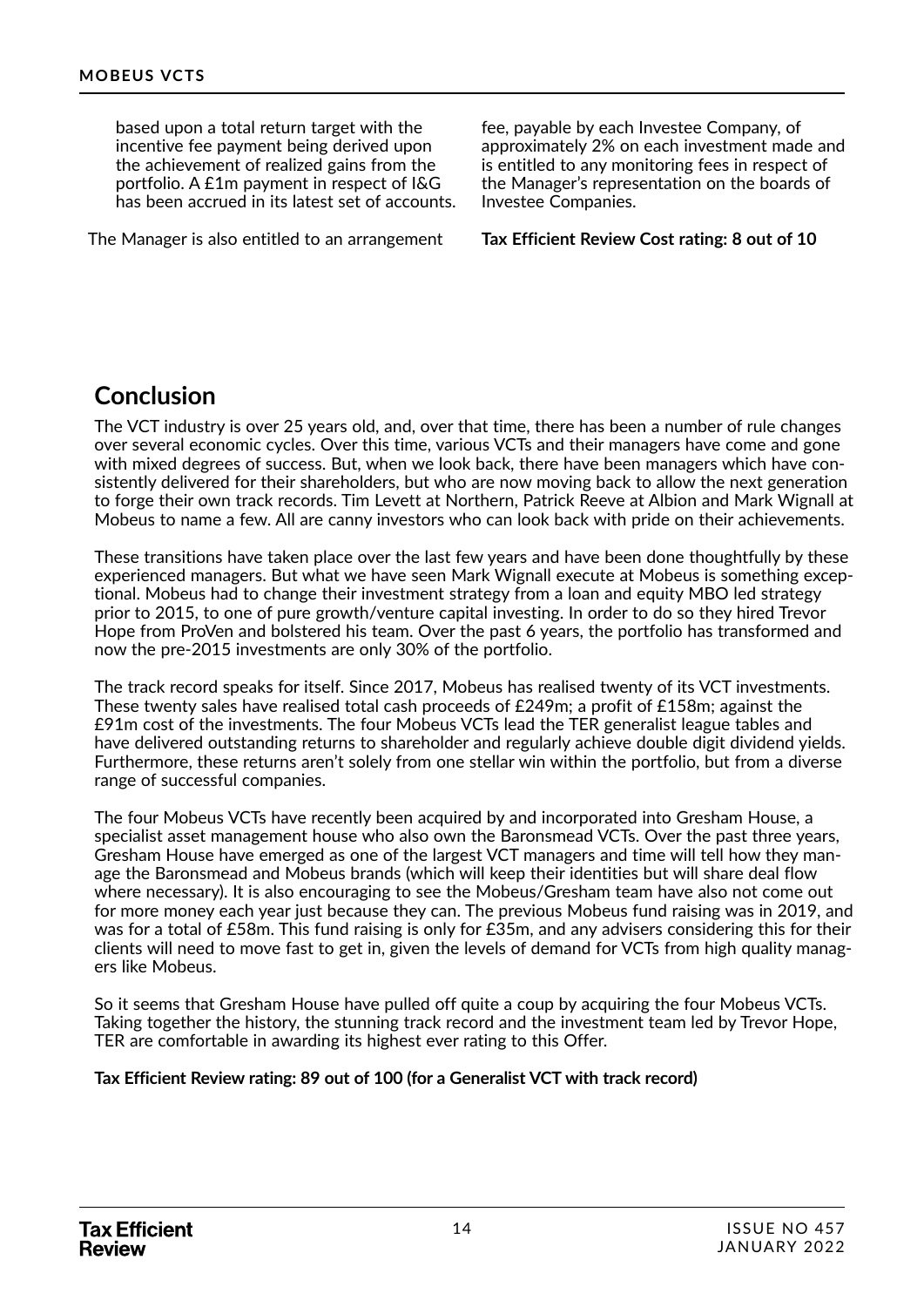based upon a total return target with the incentive fee payment being derived upon the achievement of realized gains from the portfolio. A £1m payment in respect of I&G has been accrued in its latest set of accounts.

The Manager is also entitled to an arrangement fee, payable by each Investee Company, of approximately 2% on each investment made and is entitled to any monitoring fees in respect of the Manager's representation on the boards of Investee Companies.

**Tax Efficient Review Cost rating: 8 out of 10**

## Conclusion

The VCT industry is over 25 years old, and, over that time, there has been a number of rule changes over several economic cycles. Over this time, various VCTs and their managers have come and gone with mixed degrees of success. But, when we look back, there have been managers which have consistently delivered for their shareholders, but who are now moving back to allow the next generation to forge their own track records. Tim Levett at Northern, Patrick Reeve at Albion and Mark Wignall at Mobeus to name a few. All are canny investors who can look back with pride on their achievements.

These transitions have taken place over the last few years and have been done thoughtfully by these experienced managers. But what we have seen Mark Wignall execute at Mobeus is something exceptional. Mobeus had to change their investment strategy from a loan and equity MBO led strategy prior to 2015, to one of pure growth/venture capital investing. In order to do so they hired Trevor Hope from ProVen and bolstered his team. Over the past 6 years, the portfolio has transformed and now the pre-2015 investments are only 30% of the portfolio.

The track record speaks for itself. Since 2017, Mobeus has realised twenty of its VCT investments. These twenty sales have realised total cash proceeds of £249m; a profit of £158m; against the £91m cost of the investments. The four Mobeus VCTs lead the TER generalist league tables and have delivered outstanding returns to shareholder and regularly achieve double digit dividend yields. Furthermore, these returns aren't solely from one stellar win within the portfolio, but from a diverse range of successful companies.

The four Mobeus VCTs have recently been acquired by and incorporated into Gresham House, a specialist asset management house who also own the Baronsmead VCTs. Over the past three years, Gresham House have emerged as one of the largest VCT managers and time will tell how they manage the Baronsmead and Mobeus brands (which will keep their identities but will share deal flow where necessary). It is also encouraging to see the Mobeus/Gresham team have also not come out for more money each year just because they can. The previous Mobeus fund raising was in 2019, and was for a total of £58m. This fund raising is only for £35m, and any advisers considering this for their clients will need to move fast to get in, given the levels of demand for VCTs from high quality managers like Mobeus.

So it seems that Gresham House have pulled off quite a coup by acquiring the four Mobeus VCTs. Taking together the history, the stunning track record and the investment team led by Trevor Hope, TER are comfortable in awarding its highest ever rating to this Offer.

**Tax Efficient Review rating: 89 out of 100 (for a Generalist VCT with track record)**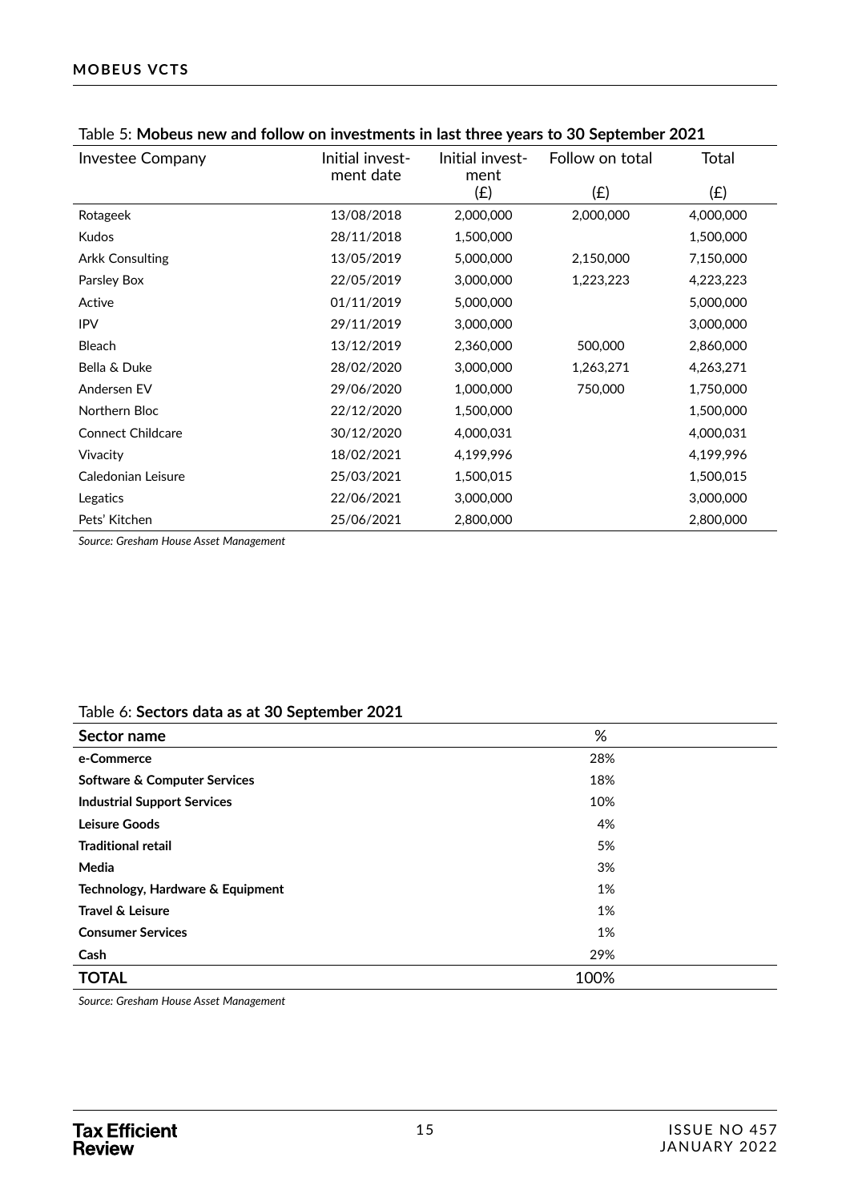Table 5: **Mobeus new and follow on investments in last three years to 30 September 2021**

| Investee Company | Initial investment date | Initial investment (£) | Follow on total (£) | Total (£) |
|---|---|---|---|---|
| Rotageek | 13/08/2018 | 2,000,000 | 2,000,000 | 4,000,000 |
| Kudos | 28/11/2018 | 1,500,000 | | 1,500,000 |
| Arkk Consulting | 13/05/2019 | 5,000,000 | 2,150,000 | 7,150,000 |
| Parsley Box | 22/05/2019 | 3,000,000 | 1,223,223 | 4,223,223 |
| Active | 01/11/2019 | 5,000,000 | | 5,000,000 |
| IPV | 29/11/2019 | 3,000,000 | | 3,000,000 |
| Bleach | 13/12/2019 | 2,360,000 | 500,000 | 2,860,000 |
| Bella & Duke | 28/02/2020 | 3,000,000 | 1,263,271 | 4,263,271 |
| Andersen EV | 29/06/2020 | 1,000,000 | 750,000 | 1,750,000 |
| Northern Bloc | 22/12/2020 | 1,500,000 | | 1,500,000 |
| Connect Childcare | 30/12/2020 | 4,000,031 | | 4,000,031 |
| Vivacity | 18/02/2021 | 4,199,996 | | 4,199,996 |
| Caledonian Leisure | 25/03/2021 | 1,500,015 | | 1,500,015 |
| Legatics | 22/06/2021 | 3,000,000 | | 3,000,000 |
| Pets' Kitchen | 25/06/2021 | 2,800,000 | | 2,800,000 |

*Source: Gresham House Asset Management*

Table 6: **Sectors data as at 30 September 2021**

| Sector name | % |
|---|---|
| **e-Commerce** | 28% |
| **Software & Computer Services** | 18% |
| **Industrial Support Services** | 10% |
| **Leisure Goods** | 4% |
| **Traditional retail** | 5% |
| **Media** | 3% |
| **Technology, Hardware & Equipment** | 1% |
| **Travel & Leisure** | 1% |
| **Consumer Services** | 1% |
| **Cash** | 29% |
| **TOTAL** | 100% |

*Source: Gresham House Asset Management*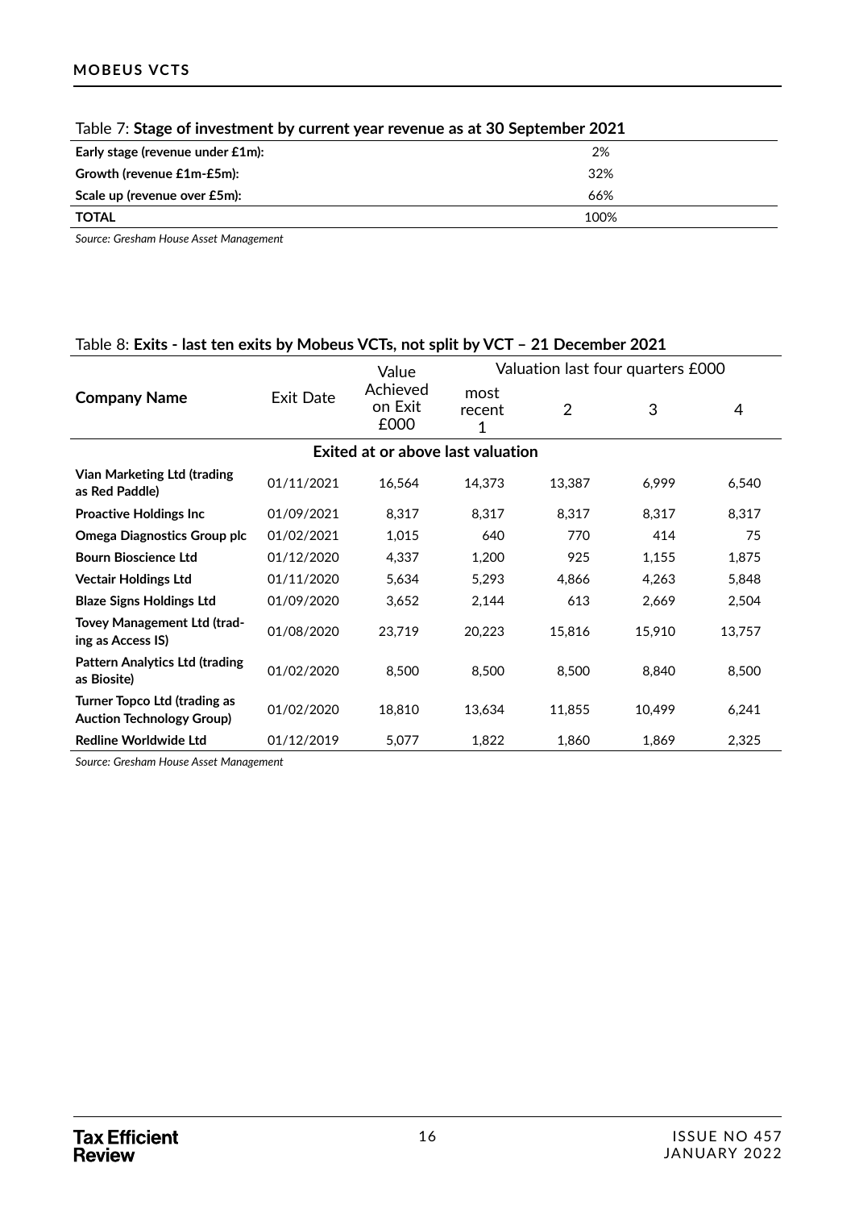Table 7: **Stage of investment by current year revenue as at 30 September 2021**

| | |
|---|---|
| **Early stage (revenue under £1m):** | 2% |
| **Growth (revenue £1m-£5m):** | 32% |
| **Scale up (revenue over £5m):** | 66% |
| **TOTAL** | 100% |

*Source: Gresham House Asset Management*

Table 8: **Exits - last ten exits by Mobeus VCTs, not split by VCT – 21 December 2021**

| Company Name | Exit Date | Value Achieved on Exit £000 | Valuation last four quarters £000 | | | |
|---|---|---|---|---|---|---|
| | | | most recent 1 | 2 | 3 | 4 |
| | | **Exited at or above last valuation** | | | | |
| **Vian Marketing Ltd (trading as Red Paddle)** | 01/11/2021 | 16,564 | 14,373 | 13,387 | 6,999 | 6,540 |
| **Proactive Holdings Inc** | 01/09/2021 | 8,317 | 8,317 | 8,317 | 8,317 | 8,317 |
| **Omega Diagnostics Group plc** | 01/02/2021 | 1,015 | 640 | 770 | 414 | 75 |
| **Bourn Bioscience Ltd** | 01/12/2020 | 4,337 | 1,200 | 925 | 1,155 | 1,875 |
| **Vectair Holdings Ltd** | 01/11/2020 | 5,634 | 5,293 | 4,866 | 4,263 | 5,848 |
| **Blaze Signs Holdings Ltd** | 01/09/2020 | 3,652 | 2,144 | 613 | 2,669 | 2,504 |
| **Tovey Management Ltd (trading as Access IS)** | 01/08/2020 | 23,719 | 20,223 | 15,816 | 15,910 | 13,757 |
| **Pattern Analytics Ltd (trading as Biosite)** | 01/02/2020 | 8,500 | 8,500 | 8,500 | 8,840 | 8,500 |
| **Turner Topco Ltd (trading as Auction Technology Group)** | 01/02/2020 | 18,810 | 13,634 | 11,855 | 10,499 | 6,241 |
| **Redline Worldwide Ltd** | 01/12/2019 | 5,077 | 1,822 | 1,860 | 1,869 | 2,325 |

*Source: Gresham House Asset Management*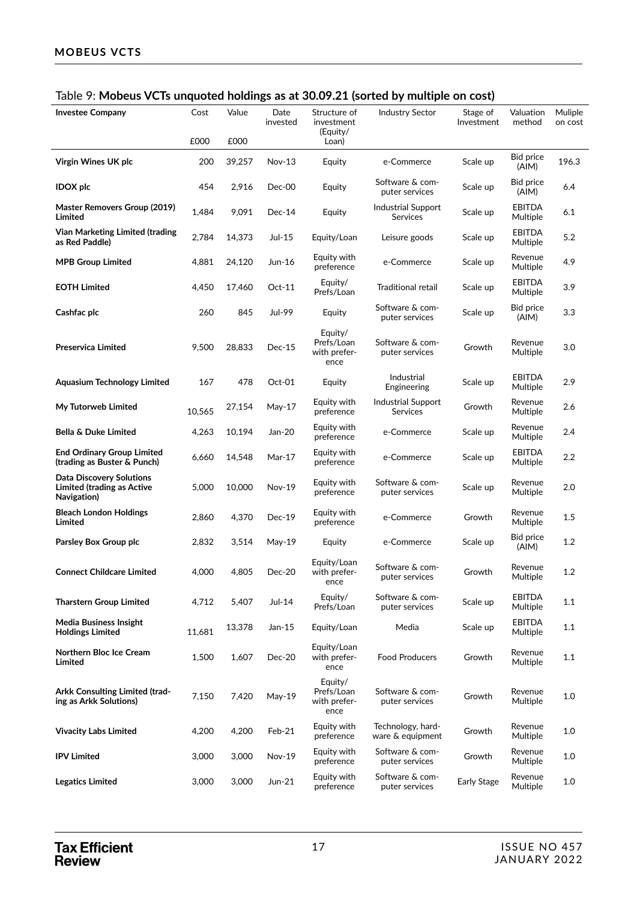Table 9: **Mobeus VCTs unquoted holdings as at 30.09.21 (sorted by multiple on cost)**

| Investee Company | Cost £000 | Value £000 | Date invested | Structure of investment (Equity/ Loan) | Industry Sector | Stage of Investment | Valuation method | Muliple on cost |
|---|---|---|---|---|---|---|---|---|
| **Virgin Wines UK plc** | 200 | 39,257 | Nov-13 | Equity | e-Commerce | Scale up | Bid price (AIM) | 196.3 |
| **IDOX plc** | 454 | 2,916 | Dec-00 | Equity | Software & computer services | Scale up | Bid price (AIM) | 6.4 |
| **Master Removers Group (2019) Limited** | 1,484 | 9,091 | Dec-14 | Equity | Industrial Support Services | Scale up | EBITDA Multiple | 6.1 |
| **Vian Marketing Limited (trading as Red Paddle)** | 2,784 | 14,373 | Jul-15 | Equity/Loan | Leisure goods | Scale up | EBITDA Multiple | 5.2 |
| **MPB Group Limited** | 4,881 | 24,120 | Jun-16 | Equity with preference | e-Commerce | Scale up | Revenue Multiple | 4.9 |
| **EOTH Limited** | 4,450 | 17,460 | Oct-11 | Equity/ Prefs/Loan | Traditional retail | Scale up | EBITDA Multiple | 3.9 |
| **Cashfac plc** | 260 | 845 | Jul-99 | Equity | Software & computer services | Scale up | Bid price (AIM) | 3.3 |
| **Preservica Limited** | 9,500 | 28,833 | Dec-15 | Equity/ Prefs/Loan with preference | Software & computer services | Growth | Revenue Multiple | 3.0 |
| **Aquasium Technology Limited** | 167 | 478 | Oct-01 | Equity | Industrial Engineering | Scale up | EBITDA Multiple | 2.9 |
| **My Tutorweb Limited** | 10,565 | 27,154 | May-17 | Equity with preference | Industrial Support Services | Growth | Revenue Multiple | 2.6 |
| **Bella & Duke Limited** | 4,263 | 10,194 | Jan-20 | Equity with preference | e-Commerce | Scale up | Revenue Multiple | 2.4 |
| **End Ordinary Group Limited (trading as Buster & Punch)** | 6,660 | 14,548 | Mar-17 | Equity with preference | e-Commerce | Scale up | EBITDA Multiple | 2.2 |
| **Data Discovery Solutions Limited (trading as Active Navigation)** | 5,000 | 10,000 | Nov-19 | Equity with preference | Software & computer services | Scale up | Revenue Multiple | 2.0 |
| **Bleach London Holdings Limited** | 2,860 | 4,370 | Dec-19 | Equity with preference | e-Commerce | Growth | Revenue Multiple | 1.5 |
| **Parsley Box Group plc** | 2,832 | 3,514 | May-19 | Equity | e-Commerce | Scale up | Bid price (AIM) | 1.2 |
| **Connect Childcare Limited** | 4,000 | 4,805 | Dec-20 | Equity/Loan with preference | Software & computer services | Growth | Revenue Multiple | 1.2 |
| **Tharstern Group Limited** | 4,712 | 5,407 | Jul-14 | Equity/ Prefs/Loan | Software & computer services | Scale up | EBITDA Multiple | 1.1 |
| **Media Business Insight Holdings Limited** | 11,681 | 13,378 | Jan-15 | Equity/Loan | Media | Scale up | EBITDA Multiple | 1.1 |
| **Northern Bloc Ice Cream Limited** | 1,500 | 1,607 | Dec-20 | Equity/Loan with preference | Food Producers | Growth | Revenue Multiple | 1.1 |
| **Arkk Consulting Limited (trading as Arkk Solutions)** | 7,150 | 7,420 | May-19 | Equity/ Prefs/Loan with preference | Software & computer services | Growth | Revenue Multiple | 1.0 |
| **Vivacity Labs Limited** | 4,200 | 4,200 | Feb-21 | Equity with preference | Technology, hardware & equipment | Growth | Revenue Multiple | 1.0 |
| **IPV Limited** | 3,000 | 3,000 | Nov-19 | Equity with preference | Software & computer services | Growth | Revenue Multiple | 1.0 |
| **Legatics Limited** | 3,000 | 3,000 | Jun-21 | Equity with preference | Software & computer services | Early Stage | Revenue Multiple | 1.0 |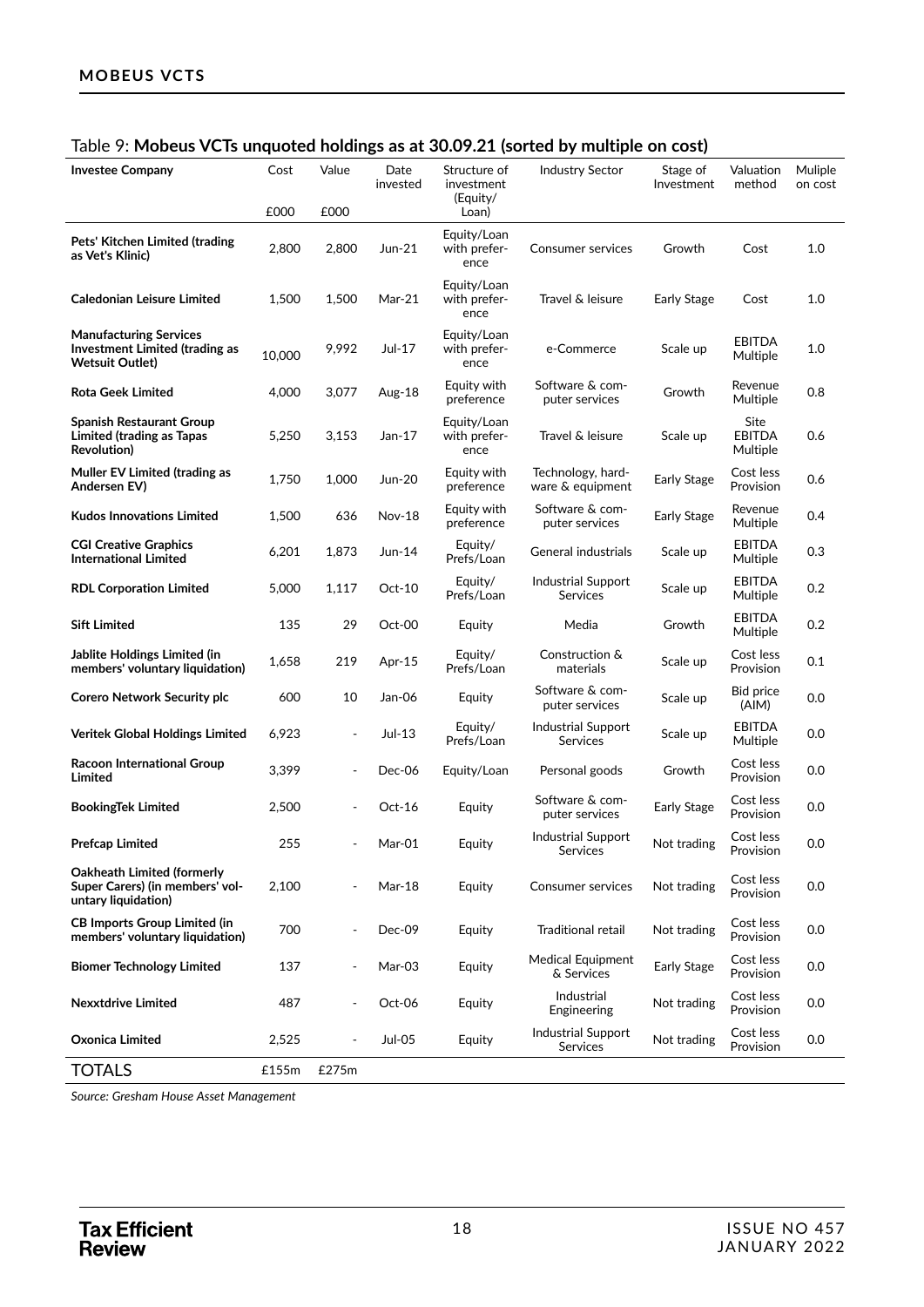Table 9: **Mobeus VCTs unquoted holdings as at 30.09.21 (sorted by multiple on cost)**

| Investee Company | Cost £000 | Value £000 | Date invested | Structure of investment (Equity/ Loan) | Industry Sector | Stage of Investment | Valuation method | Muliple on cost |
|---|---|---|---|---|---|---|---|---|
| **Pets' Kitchen Limited (trading as Vet's Klinic)** | 2,800 | 2,800 | Jun-21 | Equity/Loan with preference | Consumer services | Growth | Cost | 1.0 |
| **Caledonian Leisure Limited** | 1,500 | 1,500 | Mar-21 | Equity/Loan with preference | Travel & leisure | Early Stage | Cost | 1.0 |
| **Manufacturing Services Investment Limited (trading as Wetsuit Outlet)** | 10,000 | 9,992 | Jul-17 | Equity/Loan with preference | e-Commerce | Scale up | EBITDA Multiple | 1.0 |
| **Rota Geek Limited** | 4,000 | 3,077 | Aug-18 | Equity with preference | Software & computer services | Growth | Revenue Multiple | 0.8 |
| **Spanish Restaurant Group Limited (trading as Tapas Revolution)** | 5,250 | 3,153 | Jan-17 | Equity/Loan with preference | Travel & leisure | Scale up | Site EBITDA Multiple | 0.6 |
| **Muller EV Limited (trading as Andersen EV)** | 1,750 | 1,000 | Jun-20 | Equity with preference | Technology, hardware & equipment | Early Stage | Cost less Provision | 0.6 |
| **Kudos Innovations Limited** | 1,500 | 636 | Nov-18 | Equity with preference | Software & computer services | Early Stage | Revenue Multiple | 0.4 |
| **CGI Creative Graphics International Limited** | 6,201 | 1,873 | Jun-14 | Equity/ Prefs/Loan | General industrials | Scale up | EBITDA Multiple | 0.3 |
| **RDL Corporation Limited** | 5,000 | 1,117 | Oct-10 | Equity/ Prefs/Loan | Industrial Support Services | Scale up | EBITDA Multiple | 0.2 |
| **Sift Limited** | 135 | 29 | Oct-00 | Equity | Media | Growth | EBITDA Multiple | 0.2 |
| **Jablite Holdings Limited (in members' voluntary liquidation)** | 1,658 | 219 | Apr-15 | Equity/ Prefs/Loan | Construction & materials | Scale up | Cost less Provision | 0.1 |
| **Corero Network Security plc** | 600 | 10 | Jan-06 | Equity | Software & computer services | Scale up | Bid price (AIM) | 0.0 |
| **Veritek Global Holdings Limited** | 6,923 | - | Jul-13 | Equity/ Prefs/Loan | Industrial Support Services | Scale up | EBITDA Multiple | 0.0 |
| **Racoon International Group Limited** | 3,399 | - | Dec-06 | Equity/Loan | Personal goods | Growth | Cost less Provision | 0.0 |
| **BookingTek Limited** | 2,500 | - | Oct-16 | Equity | Software & computer services | Early Stage | Cost less Provision | 0.0 |
| **Prefcap Limited** | 255 | - | Mar-01 | Equity | Industrial Support Services | Not trading | Cost less Provision | 0.0 |
| **Oakheath Limited (formerly Super Carers) (in members' voluntary liquidation)** | 2,100 | - | Mar-18 | Equity | Consumer services | Not trading | Cost less Provision | 0.0 |
| **CB Imports Group Limited (in members' voluntary liquidation)** | 700 | - | Dec-09 | Equity | Traditional retail | Not trading | Cost less Provision | 0.0 |
| **Biomer Technology Limited** | 137 | - | Mar-03 | Equity | Medical Equipment & Services | Early Stage | Cost less Provision | 0.0 |
| **Nexxtdrive Limited** | 487 | - | Oct-06 | Equity | Industrial Engineering | Not trading | Cost less Provision | 0.0 |
| **Oxonica Limited** | 2,525 | - | Jul-05 | Equity | Industrial Support Services | Not trading | Cost less Provision | 0.0 |
| TOTALS | £155m | £275m | | | | | | |

*Source: Gresham House Asset Management*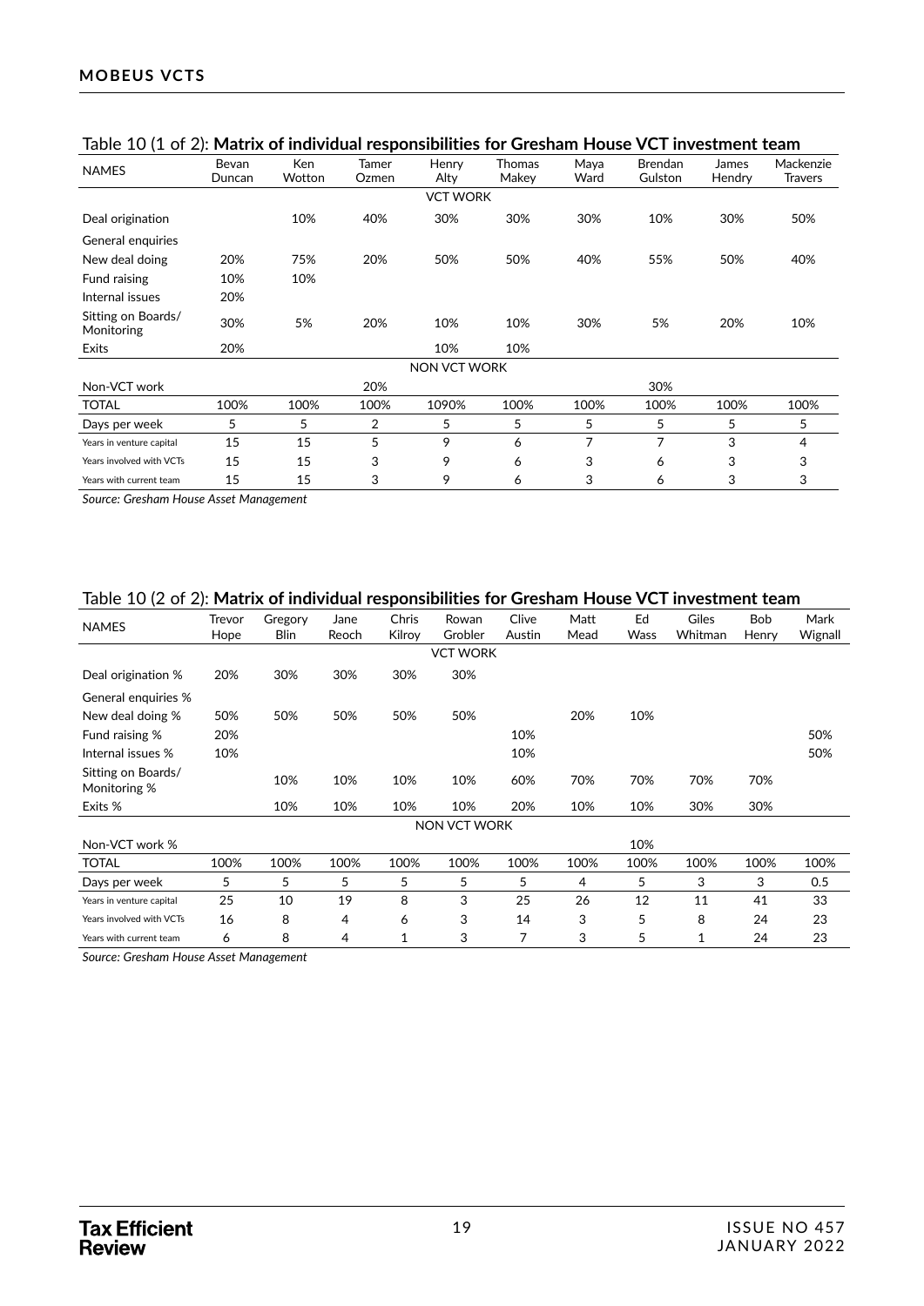Table 10 (1 of 2): **Matrix of individual responsibilities for Gresham House VCT investment team**

| NAMES | Bevan Duncan | Ken Wotton | Tamer Ozmen | Henry Alty | Thomas Makey | Maya Ward | Brendan Gulston | James Hendry | Mackenzie Travers |
|---|---|---|---|---|---|---|---|---|---|
| | | | | VCT WORK | | | | | |
| Deal origination | | 10% | 40% | 30% | 30% | 30% | 10% | 30% | 50% |
| General enquiries | | | | | | | | | |
| New deal doing | 20% | 75% | 20% | 50% | 50% | 40% | 55% | 50% | 40% |
| Fund raising | 10% | 10% | | | | | | | |
| Internal issues | 20% | | | | | | | | |
| Sitting on Boards/ Monitoring | 30% | 5% | 20% | 10% | 10% | 30% | 5% | 20% | 10% |
| Exits | 20% | | | 10% | 10% | | | | |
| | | | | NON VCT WORK | | | | | |
| Non-VCT work | | | 20% | | | | 30% | | |
| TOTAL | 100% | 100% | 100% | 1090% | 100% | 100% | 100% | 100% | 100% |
| Days per week | 5 | 5 | 2 | 5 | 5 | 5 | 5 | 5 | 5 |
| Years in venture capital | 15 | 15 | 5 | 9 | 6 | 7 | 7 | 3 | 4 |
| Years involved with VCTs | 15 | 15 | 3 | 9 | 6 | 3 | 6 | 3 | 3 |
| Years with current team | 15 | 15 | 3 | 9 | 6 | 3 | 6 | 3 | 3 |

*Source: Gresham House Asset Management*

Table 10 (2 of 2): **Matrix of individual responsibilities for Gresham House VCT investment team**

| NAMES | Trevor Hope | Gregory Blin | Jane Reoch | Chris Kilroy | Rowan Grobler | Clive Austin | Matt Mead | Ed Wass | Giles Whitman | Bob Henry | Mark Wignall |
|---|---|---|---|---|---|---|---|---|---|---|---|
| | | | | | VCT WORK | | | | | | |
| Deal origination % | 20% | 30% | 30% | 30% | 30% | | | | | | |
| General enquiries % | | | | | | | | | | | |
| New deal doing % | 50% | 50% | 50% | 50% | 50% | | 20% | 10% | | | |
| Fund raising % | 20% | | | | | 10% | | | | | 50% |
| Internal issues % | 10% | | | | | 10% | | | | | 50% |
| Sitting on Boards/ Monitoring % | | 10% | 10% | 10% | 10% | 60% | 70% | 70% | 70% | 70% | |
| Exits % | | 10% | 10% | 10% | 10% | 20% | 10% | 10% | 30% | 30% | |
| | | | | | NON VCT WORK | | | | | | |
| Non-VCT work % | | | | | | | | 10% | | | |
| TOTAL | 100% | 100% | 100% | 100% | 100% | 100% | 100% | 100% | 100% | 100% | 100% |
| Days per week | 5 | 5 | 5 | 5 | 5 | 5 | 4 | 5 | 3 | 3 | 0.5 |
| Years in venture capital | 25 | 10 | 19 | 8 | 3 | 25 | 26 | 12 | 11 | 41 | 33 |
| Years involved with VCTs | 16 | 8 | 4 | 6 | 3 | 14 | 3 | 5 | 8 | 24 | 23 |
| Years with current team | 6 | 8 | 4 | 1 | 3 | 7 | 3 | 5 | 1 | 24 | 23 |

*Source: Gresham House Asset Management*